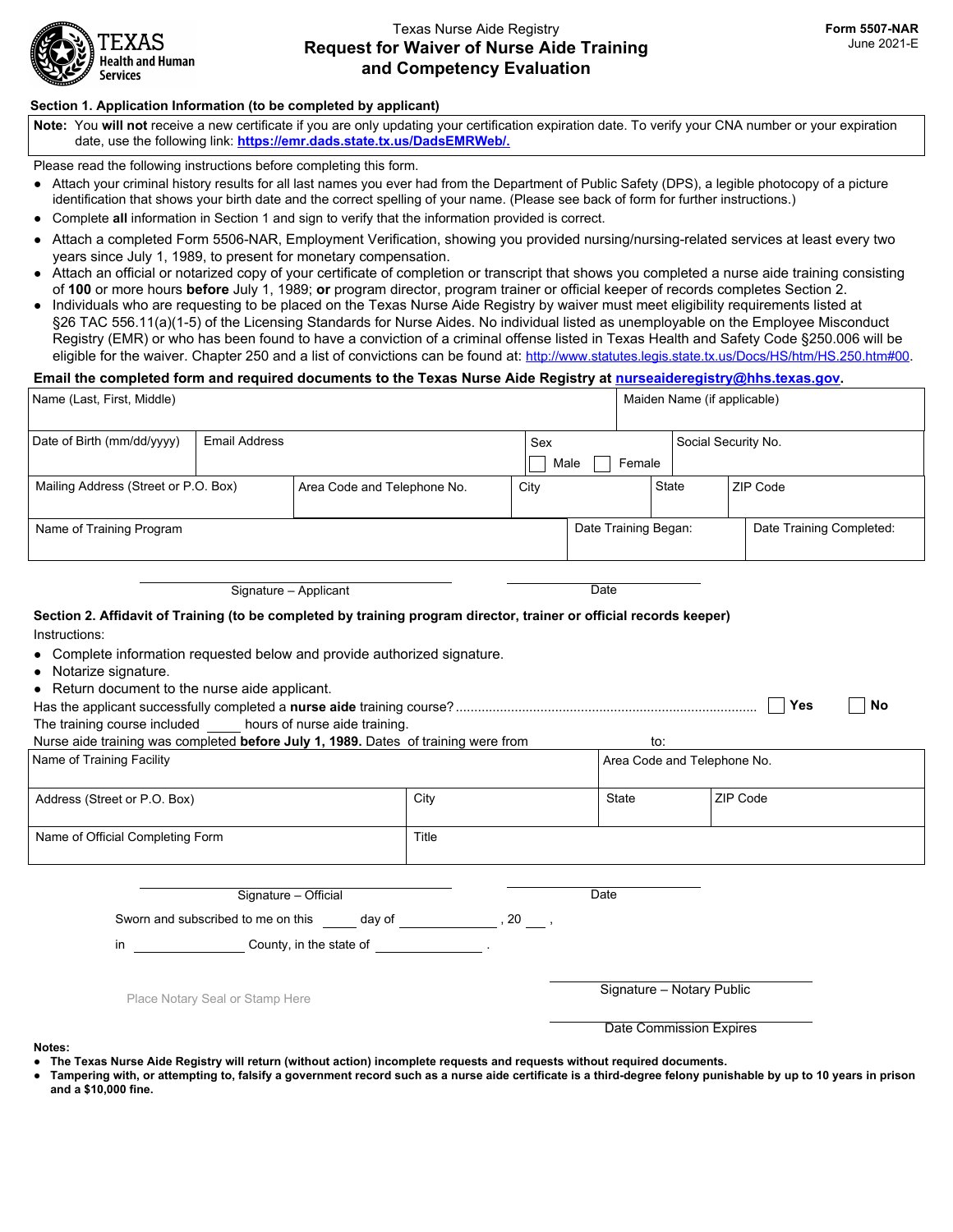Texas Health and Human Services

Texas Nurse Aide Registry

# Request for Waiver of Nurse Aide Training and Competency Evaluation

**Form 5507-NAR**
June 2021-E

**Section 1. Application Information (to be completed by applicant)**

> **Note:** You **will not** receive a new certificate if you are only updating your certification expiration date. To verify your CNA number or your expiration date, use the following link: **https://emr.dads.state.tx.us/DadsEMRWeb/.**

Please read the following instructions before completing this form.

- Attach your criminal history results for all last names you ever had from the Department of Public Safety (DPS), a legible photocopy of a picture identification that shows your birth date and the correct spelling of your name. (Please see back of form for further instructions.)
- Complete **all** information in Section 1 and sign to verify that the information provided is correct.
- Attach a completed Form 5506-NAR, Employment Verification, showing you provided nursing/nursing-related services at least every two years since July 1, 1989, to present for monetary compensation.
- Attach an official or notarized copy of your certificate of completion or transcript that shows you completed a nurse aide training consisting of **100** or more hours **before** July 1, 1989; **or** program director, program trainer or official keeper of records completes Section 2.
- Individuals who are requesting to be placed on the Texas Nurse Aide Registry by waiver must meet eligibility requirements listed at §26 TAC 556.11(a)(1-5) of the Licensing Standards for Nurse Aides. No individual listed as unemployable on the Employee Misconduct Registry (EMR) or who has been found to have a conviction of a criminal offense listed in Texas Health and Safety Code §250.006 will be eligible for the waiver. Chapter 250 and a list of convictions can be found at: http://www.statutes.legis.state.tx.us/Docs/HS/htm/HS.250.htm#00.

**Email the completed form and required documents to the Texas Nurse Aide Registry at nurseaideregistry@hhs.texas.gov.**

| Name (Last, First, Middle) | | | Maiden Name (if applicable) | |
|---|---|---|---|---|
| Date of Birth (mm/dd/yyyy) | Email Address | | Sex ☐ Male ☐ Female | Social Security No. |
| Mailing Address (Street or P.O. Box) | Area Code and Telephone No. | City | State | ZIP Code |
| Name of Training Program | | | Date Training Began: | Date Training Completed: |

Signature – Applicant ____________________ Date ____________________

**Section 2. Affidavit of Training (to be completed by training program director, trainer or official records keeper)**

Instructions:

- Complete information requested below and provide authorized signature.
- Notarize signature.
- Return document to the nurse aide applicant.

Has the applicant successfully completed a **nurse aide** training course? ☐ **Yes** ☐ **No**

The training course included _____ hours of nurse aide training.

Nurse aide training was completed **before July 1, 1989.** Dates of training were from __________ to: __________

| Name of Training Facility | | Area Code and Telephone No. | |
|---|---|---|---|
| Address (Street or P.O. Box) | City | State | ZIP Code |
| Name of Official Completing Form | Title | | |

Signature – Official ____________________ Date ____________________

Sworn and subscribed to me on this _____ day of ____________, 20 ___ ,

in ____________ County, in the state of ____________ .

Place Notary Seal or Stamp Here

Signature – Notary Public ____________________

Date Commission Expires ____________________

**Notes:**

- **The Texas Nurse Aide Registry will return (without action) incomplete requests and requests without required documents.**
- **Tampering with, or attempting to, falsify a government record such as a nurse aide certificate is a third-degree felony punishable by up to 10 years in prison and a $10,000 fine.**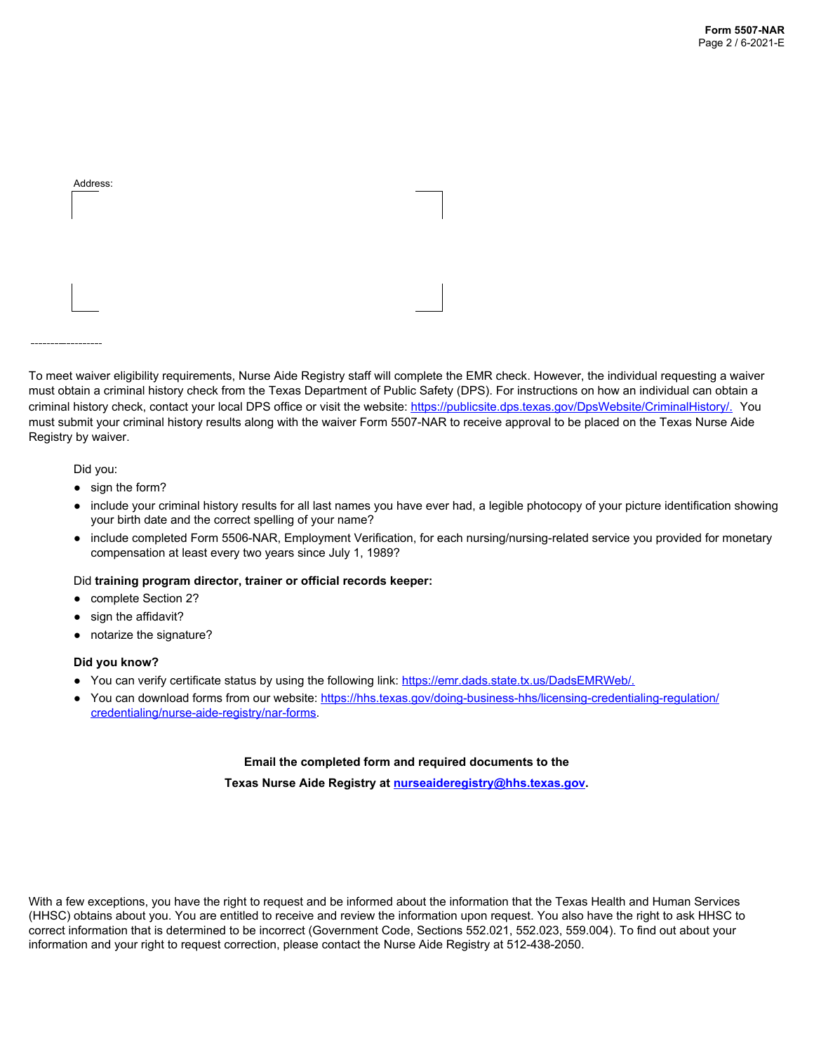Address:

To meet waiver eligibility requirements, Nurse Aide Registry staff will complete the EMR check. However, the individual requesting a waiver must obtain a criminal history check from the Texas Department of Public Safety (DPS). For instructions on how an individual can obtain a criminal history check, contact your local DPS office or visit the website: https://publicsite.dps.texas.gov/DpsWebsite/CriminalHistory/. You must submit your criminal history results along with the waiver Form 5507-NAR to receive approval to be placed on the Texas Nurse Aide Registry by waiver.

Did you:

- sign the form?
- include your criminal history results for all last names you have ever had, a legible photocopy of your picture identification showing your birth date and the correct spelling of your name?
- include completed Form 5506-NAR, Employment Verification, for each nursing/nursing-related service you provided for monetary compensation at least every two years since July 1, 1989?

Did **training program director, trainer or official records keeper:**

- complete Section 2?
- sign the affidavit?
- notarize the signature?

**Did you know?**

- You can verify certificate status by using the following link: https://emr.dads.state.tx.us/DadsEMRWeb/.
- You can download forms from our website: https://hhs.texas.gov/doing-business-hhs/licensing-credentialing-regulation/credentialing/nurse-aide-registry/nar-forms.

**Email the completed form and required documents to the**

**Texas Nurse Aide Registry at nurseaideregistry@hhs.texas.gov.**

With a few exceptions, you have the right to request and be informed about the information that the Texas Health and Human Services (HHSC) obtains about you. You are entitled to receive and review the information upon request. You also have the right to ask HHSC to correct information that is determined to be incorrect (Government Code, Sections 552.021, 552.023, 559.004). To find out about your information and your right to request correction, please contact the Nurse Aide Registry at 512-438-2050.